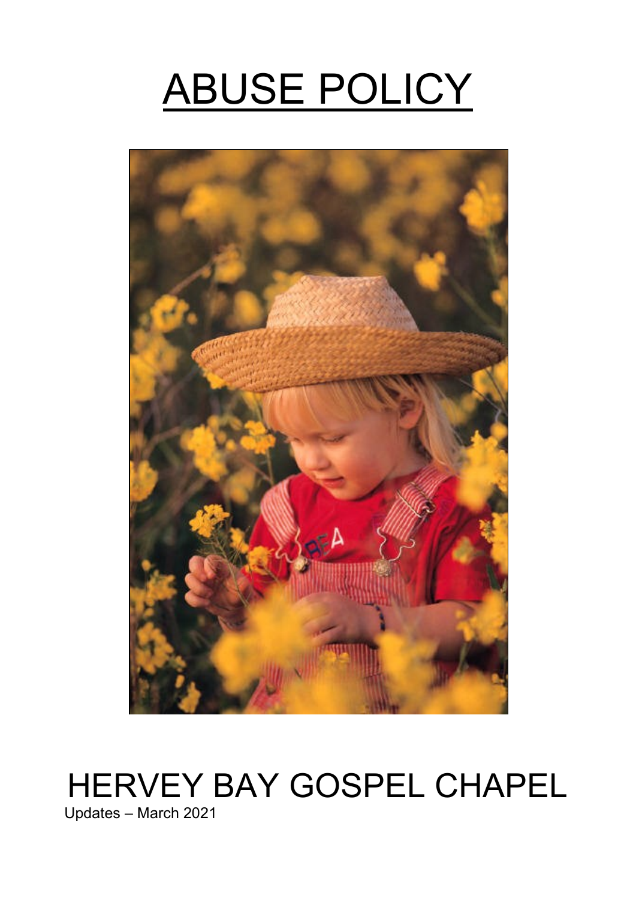# ABUSE POLICY

# HERVEY BAY GOSPEL CHAPEL

Updates – March 2021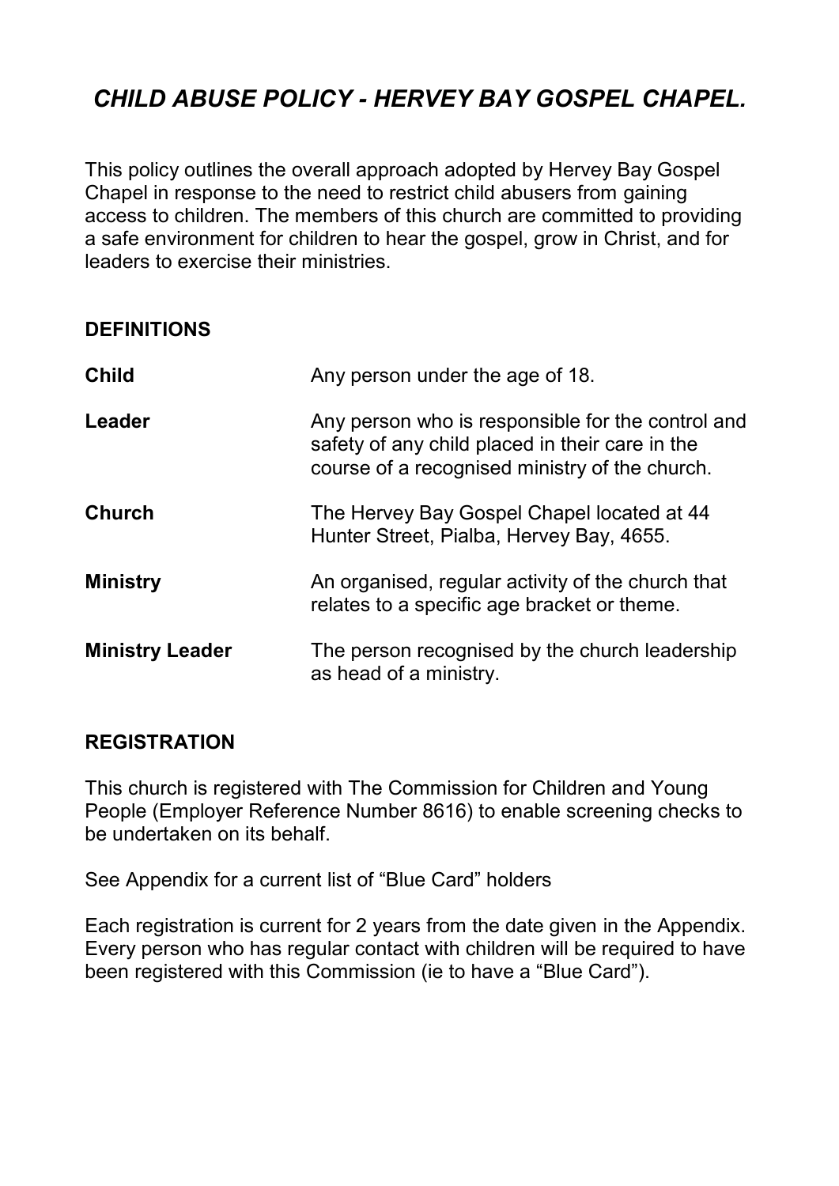# *CHILD ABUSE POLICY - HERVEY BAY GOSPEL CHAPEL.*

This policy outlines the overall approach adopted by Hervey Bay Gospel Chapel in response to the need to restrict child abusers from gaining access to children. The members of this church are committed to providing a safe environment for children to hear the gospel, grow in Christ, and for leaders to exercise their ministries.

## DEFINITIONS

| | |
|---|---|
| **Child** | Any person under the age of 18. |
| **Leader** | Any person who is responsible for the control and safety of any child placed in their care in the course of a recognised ministry of the church. |
| **Church** | The Hervey Bay Gospel Chapel located at 44 Hunter Street, Pialba, Hervey Bay, 4655. |
| **Ministry** | An organised, regular activity of the church that relates to a specific age bracket or theme. |
| **Ministry Leader** | The person recognised by the church leadership as head of a ministry. |

## REGISTRATION

This church is registered with The Commission for Children and Young People (Employer Reference Number 8616) to enable screening checks to be undertaken on its behalf.

See Appendix for a current list of “Blue Card” holders

Each registration is current for 2 years from the date given in the Appendix. Every person who has regular contact with children will be required to have been registered with this Commission (ie to have a “Blue Card”).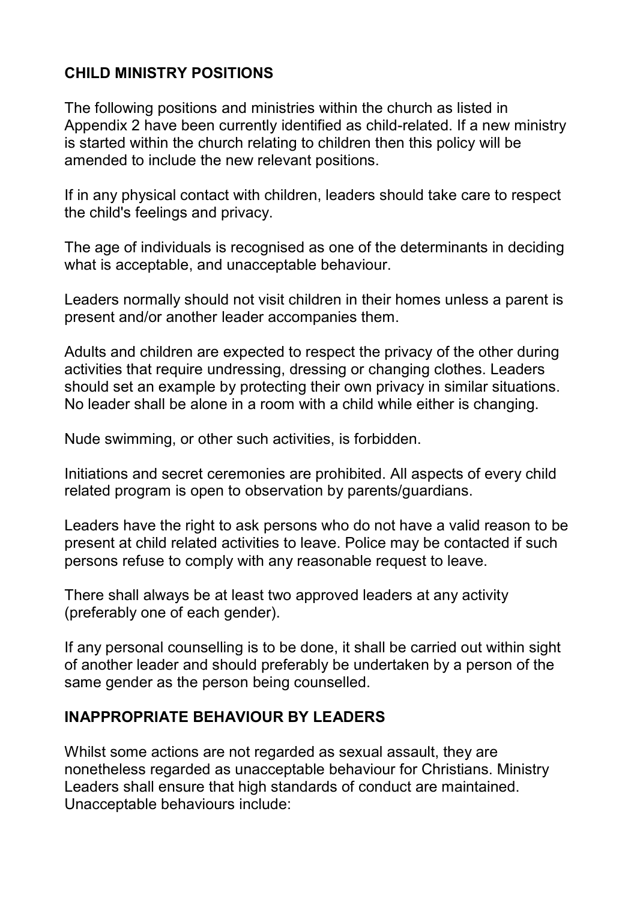## CHILD MINISTRY POSITIONS

The following positions and ministries within the church as listed in Appendix 2 have been currently identified as child-related. If a new ministry is started within the church relating to children then this policy will be amended to include the new relevant positions.

If in any physical contact with children, leaders should take care to respect the child's feelings and privacy.

The age of individuals is recognised as one of the determinants in deciding what is acceptable, and unacceptable behaviour.

Leaders normally should not visit children in their homes unless a parent is present and/or another leader accompanies them.

Adults and children are expected to respect the privacy of the other during activities that require undressing, dressing or changing clothes. Leaders should set an example by protecting their own privacy in similar situations. No leader shall be alone in a room with a child while either is changing.

Nude swimming, or other such activities, is forbidden.

Initiations and secret ceremonies are prohibited. All aspects of every child related program is open to observation by parents/guardians.

Leaders have the right to ask persons who do not have a valid reason to be present at child related activities to leave. Police may be contacted if such persons refuse to comply with any reasonable request to leave.

There shall always be at least two approved leaders at any activity (preferably one of each gender).

If any personal counselling is to be done, it shall be carried out within sight of another leader and should preferably be undertaken by a person of the same gender as the person being counselled.

## INAPPROPRIATE BEHAVIOUR BY LEADERS

Whilst some actions are not regarded as sexual assault, they are nonetheless regarded as unacceptable behaviour for Christians. Ministry Leaders shall ensure that high standards of conduct are maintained. Unacceptable behaviours include: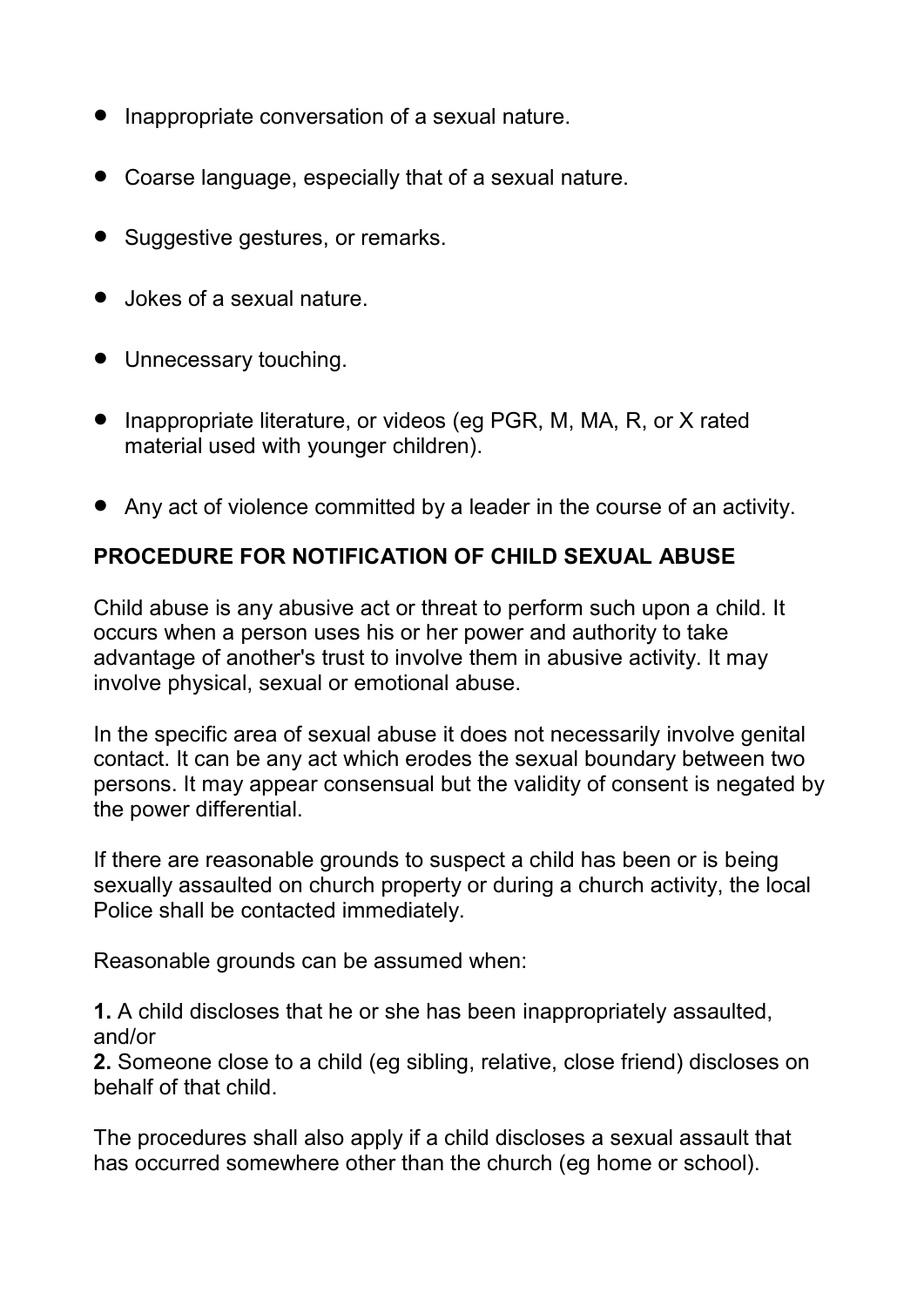- Inappropriate conversation of a sexual nature.
- Coarse language, especially that of a sexual nature.
- Suggestive gestures, or remarks.
- Jokes of a sexual nature.
- Unnecessary touching.
- Inappropriate literature, or videos (eg PGR, M, MA, R, or X rated material used with younger children).
- Any act of violence committed by a leader in the course of an activity.

## PROCEDURE FOR NOTIFICATION OF CHILD SEXUAL ABUSE

Child abuse is any abusive act or threat to perform such upon a child. It occurs when a person uses his or her power and authority to take advantage of another's trust to involve them in abusive activity. It may involve physical, sexual or emotional abuse.

In the specific area of sexual abuse it does not necessarily involve genital contact. It can be any act which erodes the sexual boundary between two persons. It may appear consensual but the validity of consent is negated by the power differential.

If there are reasonable grounds to suspect a child has been or is being sexually assaulted on church property or during a church activity, the local Police shall be contacted immediately.

Reasonable grounds can be assumed when:

**1.** A child discloses that he or she has been inappropriately assaulted, and/or
**2.** Someone close to a child (eg sibling, relative, close friend) discloses on behalf of that child.

The procedures shall also apply if a child discloses a sexual assault that has occurred somewhere other than the church (eg home or school).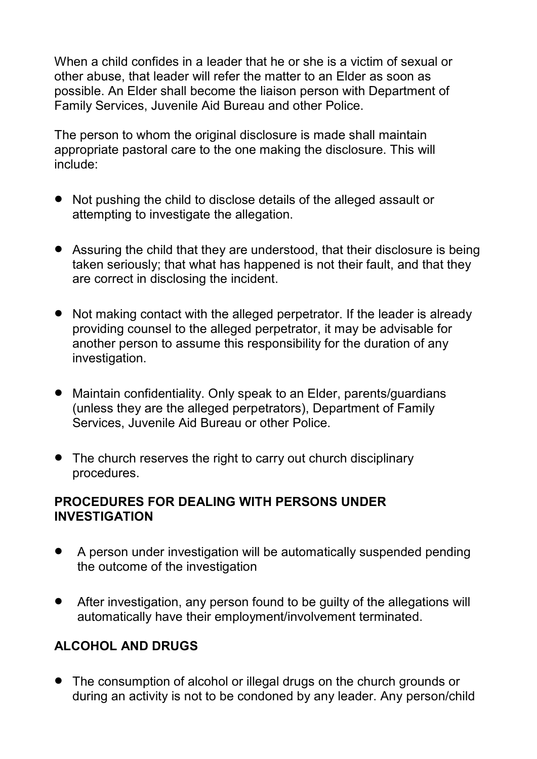When a child confides in a leader that he or she is a victim of sexual or other abuse, that leader will refer the matter to an Elder as soon as possible. An Elder shall become the liaison person with Department of Family Services, Juvenile Aid Bureau and other Police.

The person to whom the original disclosure is made shall maintain appropriate pastoral care to the one making the disclosure. This will include:

- Not pushing the child to disclose details of the alleged assault or attempting to investigate the allegation.
- Assuring the child that they are understood, that their disclosure is being taken seriously; that what has happened is not their fault, and that they are correct in disclosing the incident.
- Not making contact with the alleged perpetrator. If the leader is already providing counsel to the alleged perpetrator, it may be advisable for another person to assume this responsibility for the duration of any investigation.
- Maintain confidentiality. Only speak to an Elder, parents/guardians (unless they are the alleged perpetrators), Department of Family Services, Juvenile Aid Bureau or other Police.
- The church reserves the right to carry out church disciplinary procedures.

**PROCEDURES FOR DEALING WITH PERSONS UNDER INVESTIGATION**

- A person under investigation will be automatically suspended pending the outcome of the investigation
- After investigation, any person found to be guilty of the allegations will automatically have their employment/involvement terminated.

**ALCOHOL AND DRUGS**

- The consumption of alcohol or illegal drugs on the church grounds or during an activity is not to be condoned by any leader. Any person/child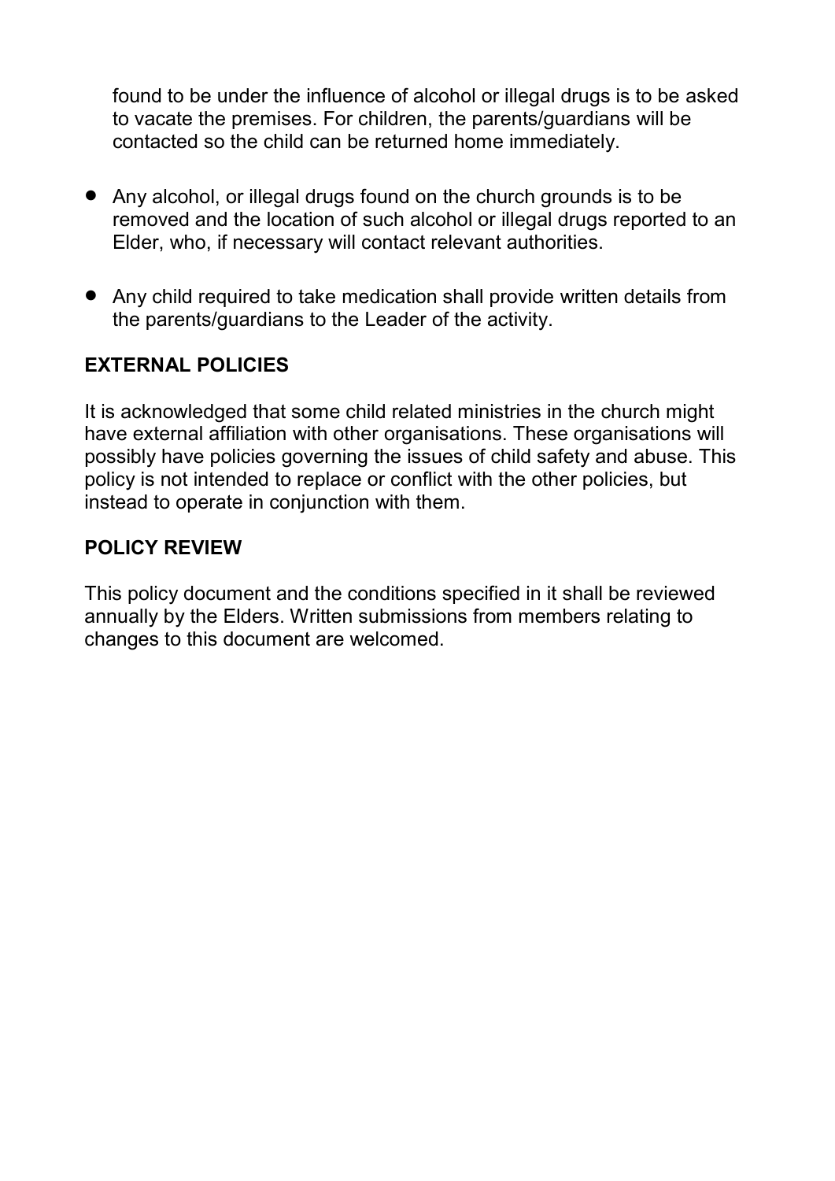found to be under the influence of alcohol or illegal drugs is to be asked to vacate the premises. For children, the parents/guardians will be contacted so the child can be returned home immediately.

- Any alcohol, or illegal drugs found on the church grounds is to be removed and the location of such alcohol or illegal drugs reported to an Elder, who, if necessary will contact relevant authorities.
- Any child required to take medication shall provide written details from the parents/guardians to the Leader of the activity.

## EXTERNAL POLICIES

It is acknowledged that some child related ministries in the church might have external affiliation with other organisations. These organisations will possibly have policies governing the issues of child safety and abuse. This policy is not intended to replace or conflict with the other policies, but instead to operate in conjunction with them.

## POLICY REVIEW

This policy document and the conditions specified in it shall be reviewed annually by the Elders. Written submissions from members relating to changes to this document are welcomed.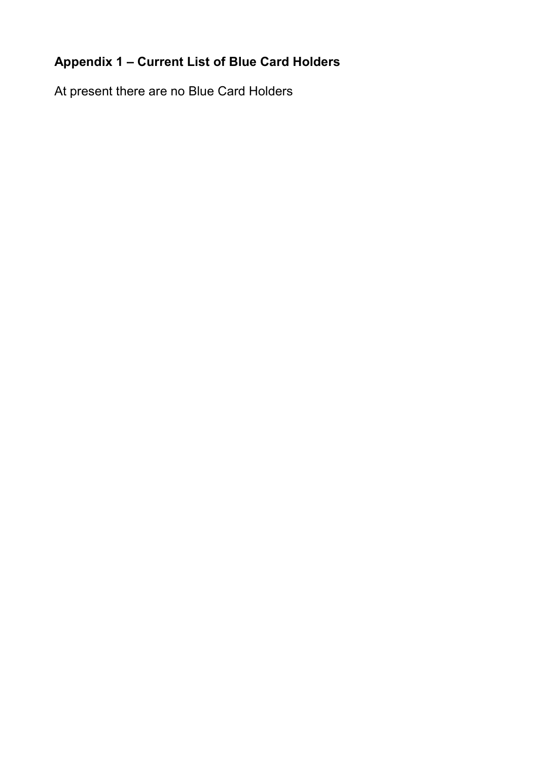## Appendix 1 – Current List of Blue Card Holders

At present there are no Blue Card Holders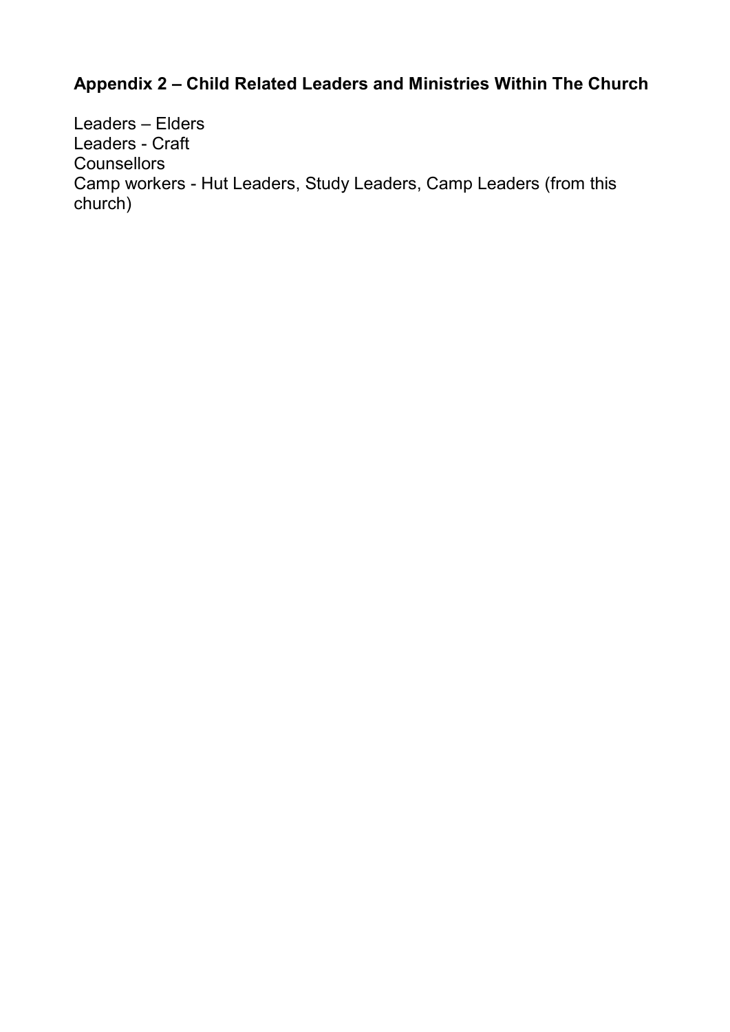## Appendix 2 – Child Related Leaders and Ministries Within The Church

Leaders – Elders
Leaders - Craft
Counsellors
Camp workers - Hut Leaders, Study Leaders, Camp Leaders (from this church)